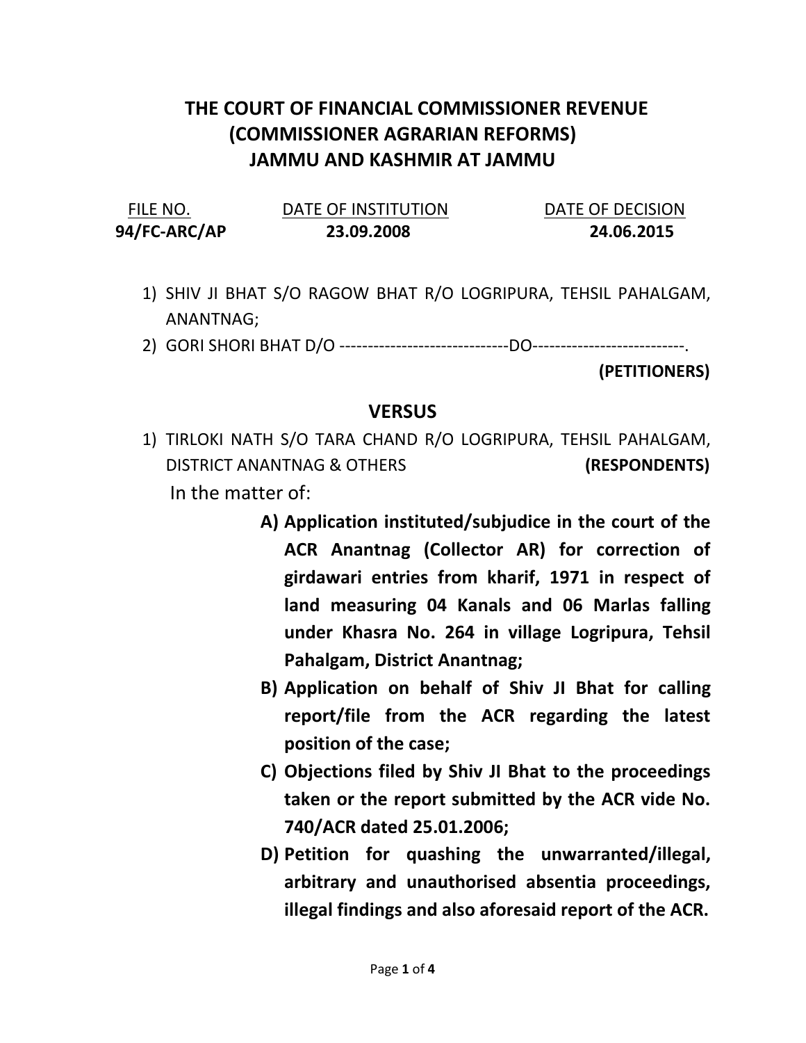# THE COURT OF FINANCIAL COMMISSIONER REVENUE (COMMISSIONER AGRARIAN REFORMS) JAMMU AND KASHMIR AT JAMMU

| FILE NO. | DATE OF INSTITUTION | DATE OF DECISION |
|---|---|---|
| **94/FC-ARC/AP** | **23.09.2008** | **24.06.2015** |

1) SHIV JI BHAT S/O RAGOW BHAT R/O LOGRIPURA, TEHSIL PAHALGAM, ANANTNAG;
2) GORI SHORI BHAT D/O ------------------------------DO---------------------------.

**(PETITIONERS)**

## VERSUS

1) TIRLOKI NATH S/O TARA CHAND R/O LOGRIPURA, TEHSIL PAHALGAM, DISTRICT ANANTNAG & OTHERS **(RESPONDENTS)**

In the matter of:

**A) Application instituted/subjudice in the court of the ACR Anantnag (Collector AR) for correction of girdawari entries from kharif, 1971 in respect of land measuring 04 Kanals and 06 Marlas falling under Khasra No. 264 in village Logripura, Tehsil Pahalgam, District Anantnag;**

**B) Application on behalf of Shiv JI Bhat for calling report/file from the ACR regarding the latest position of the case;**

**C) Objections filed by Shiv JI Bhat to the proceedings taken or the report submitted by the ACR vide No. 740/ACR dated 25.01.2006;**

**D) Petition for quashing the unwarranted/illegal, arbitrary and unauthorised absentia proceedings, illegal findings and also aforesaid report of the ACR.**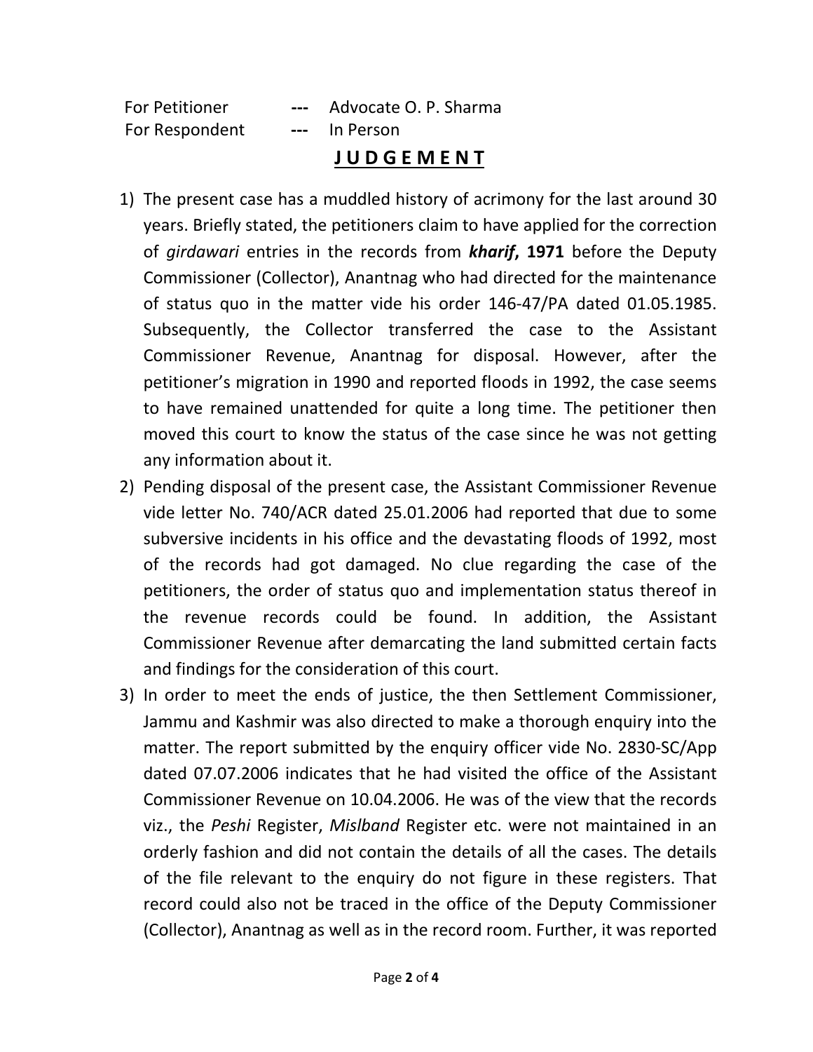For Petitioner --- Advocate O. P. Sharma
For Respondent --- In Person

## J U D G E M E N T

1) The present case has a muddled history of acrimony for the last around 30 years. Briefly stated, the petitioners claim to have applied for the correction of *girdawari* entries in the records from ***kharif*, 1971** before the Deputy Commissioner (Collector), Anantnag who had directed for the maintenance of status quo in the matter vide his order 146-47/PA dated 01.05.1985. Subsequently, the Collector transferred the case to the Assistant Commissioner Revenue, Anantnag for disposal. However, after the petitioner's migration in 1990 and reported floods in 1992, the case seems to have remained unattended for quite a long time. The petitioner then moved this court to know the status of the case since he was not getting any information about it.
2) Pending disposal of the present case, the Assistant Commissioner Revenue vide letter No. 740/ACR dated 25.01.2006 had reported that due to some subversive incidents in his office and the devastating floods of 1992, most of the records had got damaged. No clue regarding the case of the petitioners, the order of status quo and implementation status thereof in the revenue records could be found. In addition, the Assistant Commissioner Revenue after demarcating the land submitted certain facts and findings for the consideration of this court.
3) In order to meet the ends of justice, the then Settlement Commissioner, Jammu and Kashmir was also directed to make a thorough enquiry into the matter. The report submitted by the enquiry officer vide No. 2830-SC/App dated 07.07.2006 indicates that he had visited the office of the Assistant Commissioner Revenue on 10.04.2006. He was of the view that the records viz., the *Peshi* Register, *Mislband* Register etc. were not maintained in an orderly fashion and did not contain the details of all the cases. The details of the file relevant to the enquiry do not figure in these registers. That record could also not be traced in the office of the Deputy Commissioner (Collector), Anantnag as well as in the record room. Further, it was reported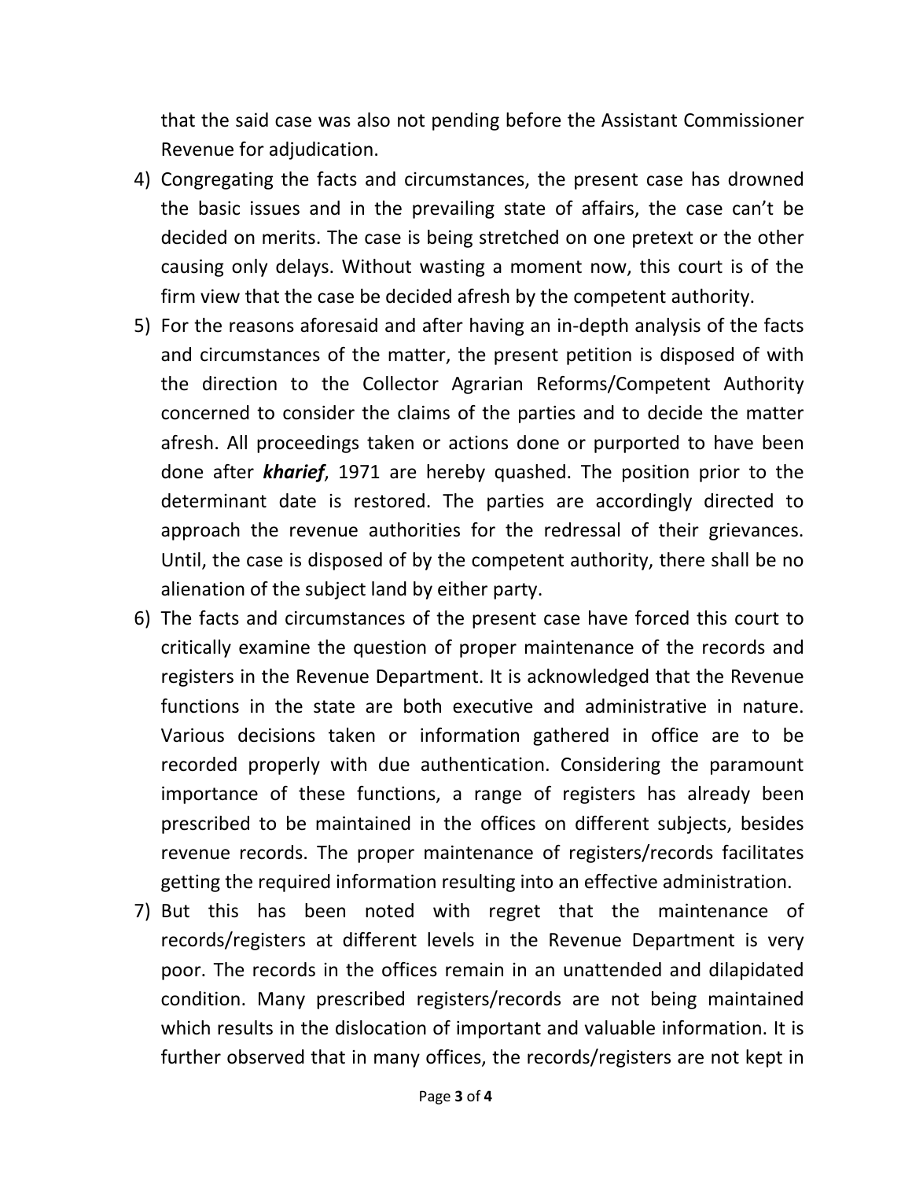that the said case was also not pending before the Assistant Commissioner Revenue for adjudication.

4) Congregating the facts and circumstances, the present case has drowned the basic issues and in the prevailing state of affairs, the case can't be decided on merits. The case is being stretched on one pretext or the other causing only delays. Without wasting a moment now, this court is of the firm view that the case be decided afresh by the competent authority.
5) For the reasons aforesaid and after having an in-depth analysis of the facts and circumstances of the matter, the present petition is disposed of with the direction to the Collector Agrarian Reforms/Competent Authority concerned to consider the claims of the parties and to decide the matter afresh. All proceedings taken or actions done or purported to have been done after ***kharief***, 1971 are hereby quashed. The position prior to the determinant date is restored. The parties are accordingly directed to approach the revenue authorities for the redressal of their grievances. Until, the case is disposed of by the competent authority, there shall be no alienation of the subject land by either party.
6) The facts and circumstances of the present case have forced this court to critically examine the question of proper maintenance of the records and registers in the Revenue Department. It is acknowledged that the Revenue functions in the state are both executive and administrative in nature. Various decisions taken or information gathered in office are to be recorded properly with due authentication. Considering the paramount importance of these functions, a range of registers has already been prescribed to be maintained in the offices on different subjects, besides revenue records. The proper maintenance of registers/records facilitates getting the required information resulting into an effective administration.
7) But this has been noted with regret that the maintenance of records/registers at different levels in the Revenue Department is very poor. The records in the offices remain in an unattended and dilapidated condition. Many prescribed registers/records are not being maintained which results in the dislocation of important and valuable information. It is further observed that in many offices, the records/registers are not kept in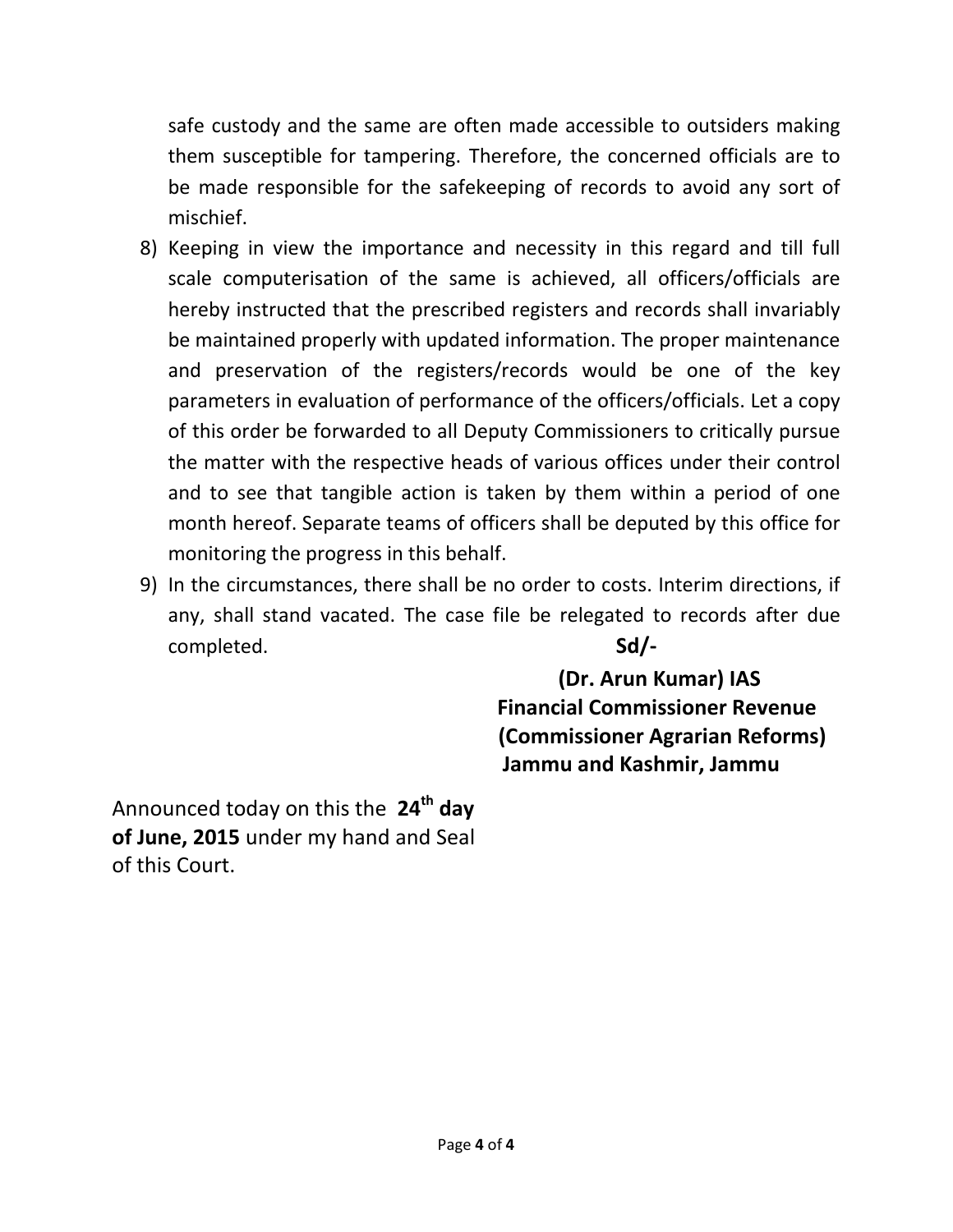safe custody and the same are often made accessible to outsiders making them susceptible for tampering. Therefore, the concerned officials are to be made responsible for the safekeeping of records to avoid any sort of mischief.

8) Keeping in view the importance and necessity in this regard and till full scale computerisation of the same is achieved, all officers/officials are hereby instructed that the prescribed registers and records shall invariably be maintained properly with updated information. The proper maintenance and preservation of the registers/records would be one of the key parameters in evaluation of performance of the officers/officials. Let a copy of this order be forwarded to all Deputy Commissioners to critically pursue the matter with the respective heads of various offices under their control and to see that tangible action is taken by them within a period of one month hereof. Separate teams of officers shall be deputed by this office for monitoring the progress in this behalf.

9) In the circumstances, there shall be no order to costs. Interim directions, if any, shall stand vacated. The case file be relegated to records after due completed.

**Sd/-**

**(Dr. Arun Kumar) IAS**
**Financial Commissioner Revenue**
**(Commissioner Agrarian Reforms)**
**Jammu and Kashmir, Jammu**

Announced today on this the **24th day of June, 2015** under my hand and Seal of this Court.